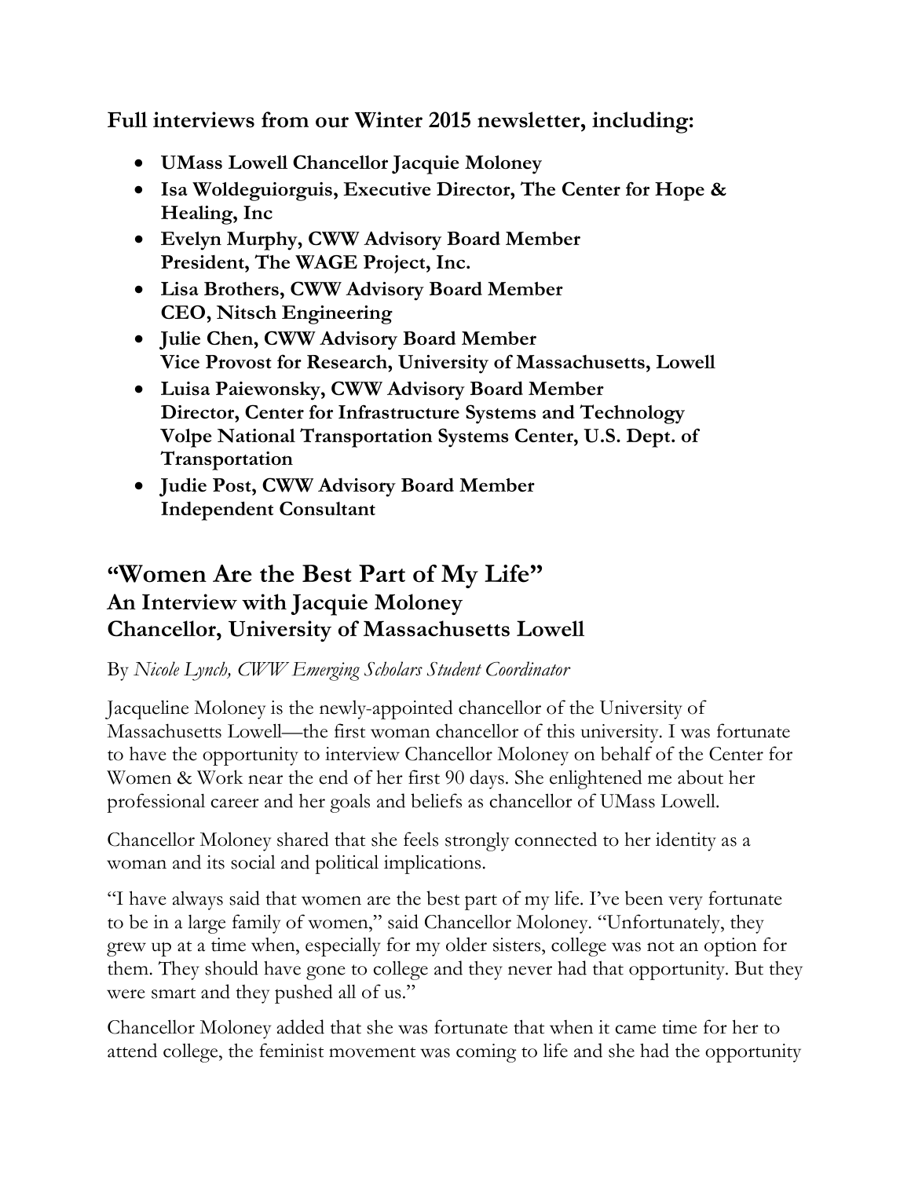**Full interviews from our Winter 2015 newsletter, including:**

- **UMass Lowell Chancellor Jacquie Moloney**
- **Isa Woldeguiorguis, Executive Director, The Center for Hope & Healing, Inc**
- **Evelyn Murphy, CWW Advisory Board Member**
  **President, The WAGE Project, Inc.**
- **Lisa Brothers, CWW Advisory Board Member**
  **CEO, Nitsch Engineering**
- **Julie Chen, CWW Advisory Board Member**
  **Vice Provost for Research, University of Massachusetts, Lowell**
- **Luisa Paiewonsky, CWW Advisory Board Member**
  **Director, Center for Infrastructure Systems and Technology**
  **Volpe National Transportation Systems Center, U.S. Dept. of Transportation**
- **Judie Post, CWW Advisory Board Member**
  **Independent Consultant**

## "Women Are the Best Part of My Life"
### An Interview with Jacquie Moloney
### Chancellor, University of Massachusetts Lowell

By *Nicole Lynch, CWW Emerging Scholars Student Coordinator*

Jacqueline Moloney is the newly-appointed chancellor of the University of Massachusetts Lowell—the first woman chancellor of this university. I was fortunate to have the opportunity to interview Chancellor Moloney on behalf of the Center for Women & Work near the end of her first 90 days. She enlightened me about her professional career and her goals and beliefs as chancellor of UMass Lowell.

Chancellor Moloney shared that she feels strongly connected to her identity as a woman and its social and political implications.

"I have always said that women are the best part of my life. I've been very fortunate to be in a large family of women," said Chancellor Moloney. "Unfortunately, they grew up at a time when, especially for my older sisters, college was not an option for them. They should have gone to college and they never had that opportunity. But they were smart and they pushed all of us."

Chancellor Moloney added that she was fortunate that when it came time for her to attend college, the feminist movement was coming to life and she had the opportunity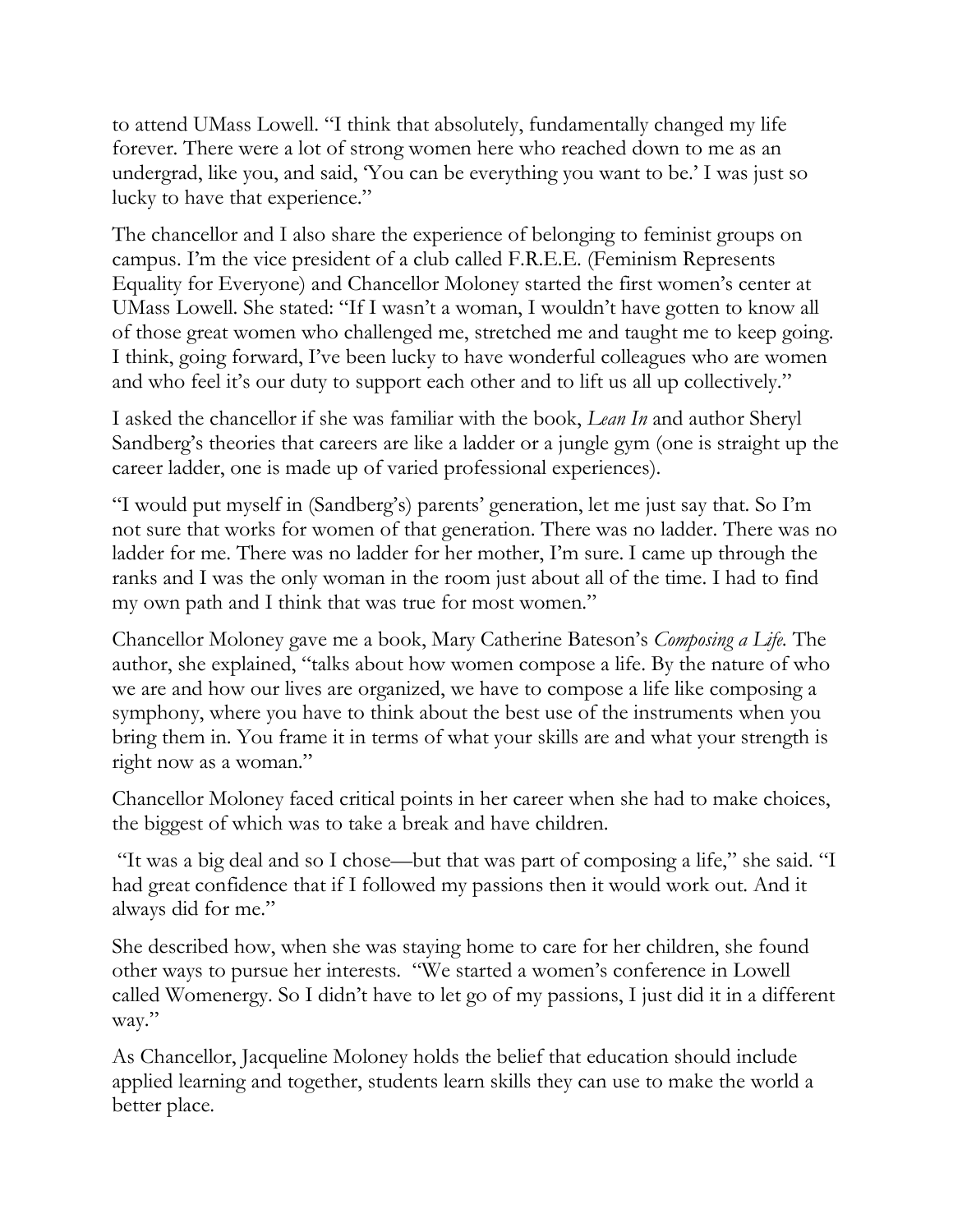to attend UMass Lowell. "I think that absolutely, fundamentally changed my life forever. There were a lot of strong women here who reached down to me as an undergrad, like you, and said, 'You can be everything you want to be.' I was just so lucky to have that experience."

The chancellor and I also share the experience of belonging to feminist groups on campus. I'm the vice president of a club called F.R.E.E. (Feminism Represents Equality for Everyone) and Chancellor Moloney started the first women's center at UMass Lowell. She stated: "If I wasn't a woman, I wouldn't have gotten to know all of those great women who challenged me, stretched me and taught me to keep going. I think, going forward, I've been lucky to have wonderful colleagues who are women and who feel it's our duty to support each other and to lift us all up collectively."

I asked the chancellor if she was familiar with the book, *Lean In* and author Sheryl Sandberg's theories that careers are like a ladder or a jungle gym (one is straight up the career ladder, one is made up of varied professional experiences).

"I would put myself in (Sandberg's) parents' generation, let me just say that. So I'm not sure that works for women of that generation. There was no ladder. There was no ladder for me. There was no ladder for her mother, I'm sure. I came up through the ranks and I was the only woman in the room just about all of the time. I had to find my own path and I think that was true for most women."

Chancellor Moloney gave me a book, Mary Catherine Bateson's *Composing a Life.* The author, she explained, "talks about how women compose a life. By the nature of who we are and how our lives are organized, we have to compose a life like composing a symphony, where you have to think about the best use of the instruments when you bring them in. You frame it in terms of what your skills are and what your strength is right now as a woman."

Chancellor Moloney faced critical points in her career when she had to make choices, the biggest of which was to take a break and have children.

"It was a big deal and so I chose—but that was part of composing a life," she said. "I had great confidence that if I followed my passions then it would work out. And it always did for me."

She described how, when she was staying home to care for her children, she found other ways to pursue her interests. "We started a women's conference in Lowell called Womenergy. So I didn't have to let go of my passions, I just did it in a different way."

As Chancellor, Jacqueline Moloney holds the belief that education should include applied learning and together, students learn skills they can use to make the world a better place.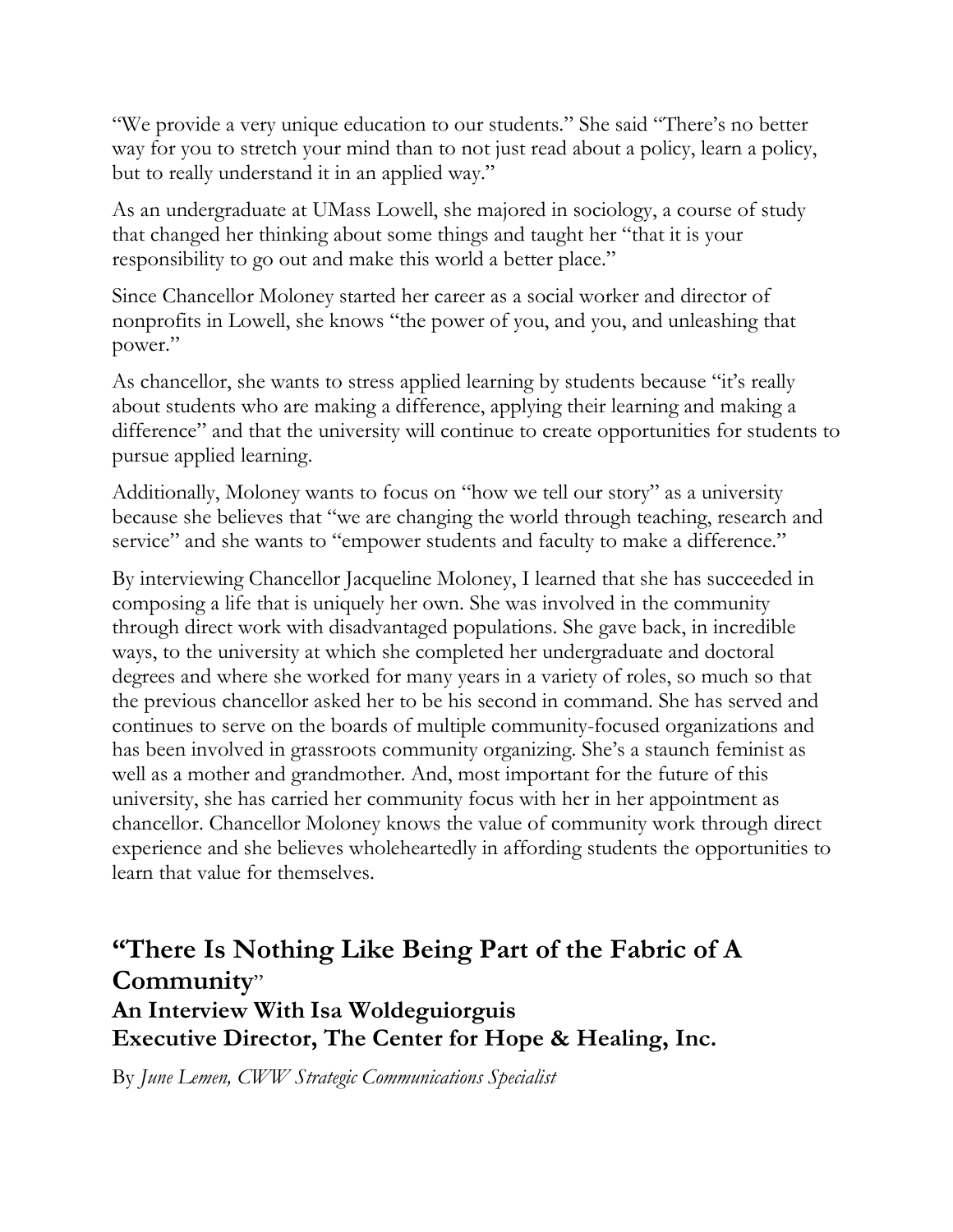"We provide a very unique education to our students." She said "There's no better way for you to stretch your mind than to not just read about a policy, learn a policy, but to really understand it in an applied way."

As an undergraduate at UMass Lowell, she majored in sociology, a course of study that changed her thinking about some things and taught her "that it is your responsibility to go out and make this world a better place."

Since Chancellor Moloney started her career as a social worker and director of nonprofits in Lowell, she knows "the power of you, and you, and unleashing that power."

As chancellor, she wants to stress applied learning by students because "it's really about students who are making a difference, applying their learning and making a difference" and that the university will continue to create opportunities for students to pursue applied learning.

Additionally, Moloney wants to focus on "how we tell our story" as a university because she believes that "we are changing the world through teaching, research and service" and she wants to "empower students and faculty to make a difference."

By interviewing Chancellor Jacqueline Moloney, I learned that she has succeeded in composing a life that is uniquely her own. She was involved in the community through direct work with disadvantaged populations. She gave back, in incredible ways, to the university at which she completed her undergraduate and doctoral degrees and where she worked for many years in a variety of roles, so much so that the previous chancellor asked her to be his second in command. She has served and continues to serve on the boards of multiple community-focused organizations and has been involved in grassroots community organizing. She's a staunch feminist as well as a mother and grandmother. And, most important for the future of this university, she has carried her community focus with her in her appointment as chancellor. Chancellor Moloney knows the value of community work through direct experience and she believes wholeheartedly in affording students the opportunities to learn that value for themselves.

## "There Is Nothing Like Being Part of the Fabric of A Community"

### An Interview With Isa Woldeguiorguis
### Executive Director, The Center for Hope & Healing, Inc.

By *June Lemen, CWW Strategic Communications Specialist*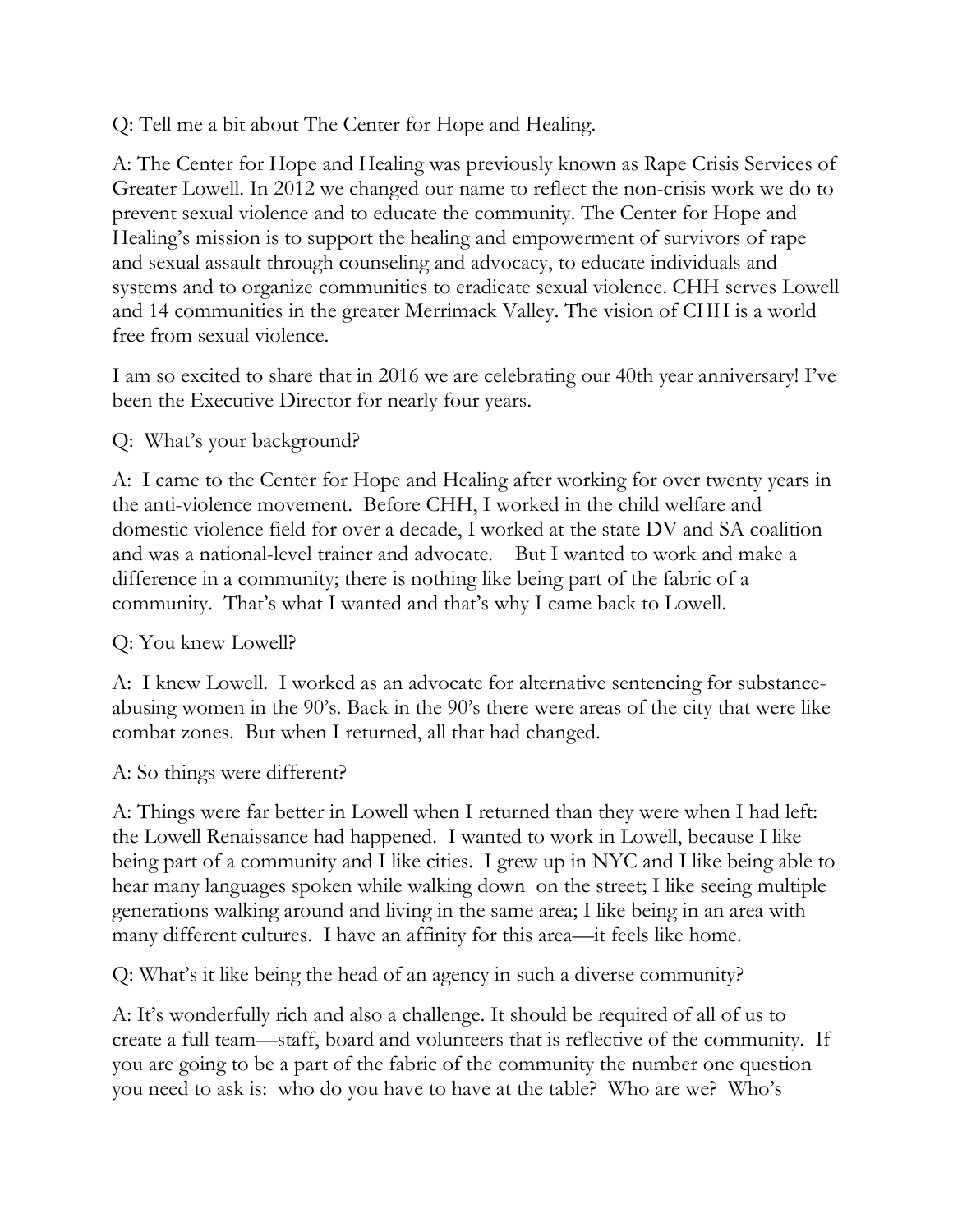Q: Tell me a bit about The Center for Hope and Healing.

A: The Center for Hope and Healing was previously known as Rape Crisis Services of Greater Lowell. In 2012 we changed our name to reflect the non-crisis work we do to prevent sexual violence and to educate the community. The Center for Hope and Healing's mission is to support the healing and empowerment of survivors of rape and sexual assault through counseling and advocacy, to educate individuals and systems and to organize communities to eradicate sexual violence. CHH serves Lowell and 14 communities in the greater Merrimack Valley. The vision of CHH is a world free from sexual violence.

I am so excited to share that in 2016 we are celebrating our 40th year anniversary! I've been the Executive Director for nearly four years.

Q: What's your background?

A: I came to the Center for Hope and Healing after working for over twenty years in the anti-violence movement. Before CHH, I worked in the child welfare and domestic violence field for over a decade, I worked at the state DV and SA coalition and was a national-level trainer and advocate. But I wanted to work and make a difference in a community; there is nothing like being part of the fabric of a community. That's what I wanted and that's why I came back to Lowell.

Q: You knew Lowell?

A: I knew Lowell. I worked as an advocate for alternative sentencing for substance-abusing women in the 90's. Back in the 90's there were areas of the city that were like combat zones. But when I returned, all that had changed.

A: So things were different?

A: Things were far better in Lowell when I returned than they were when I had left: the Lowell Renaissance had happened. I wanted to work in Lowell, because I like being part of a community and I like cities. I grew up in NYC and I like being able to hear many languages spoken while walking down on the street; I like seeing multiple generations walking around and living in the same area; I like being in an area with many different cultures. I have an affinity for this area—it feels like home.

Q: What's it like being the head of an agency in such a diverse community?

A: It's wonderfully rich and also a challenge. It should be required of all of us to create a full team—staff, board and volunteers that is reflective of the community. If you are going to be a part of the fabric of the community the number one question you need to ask is: who do you have to have at the table? Who are we? Who's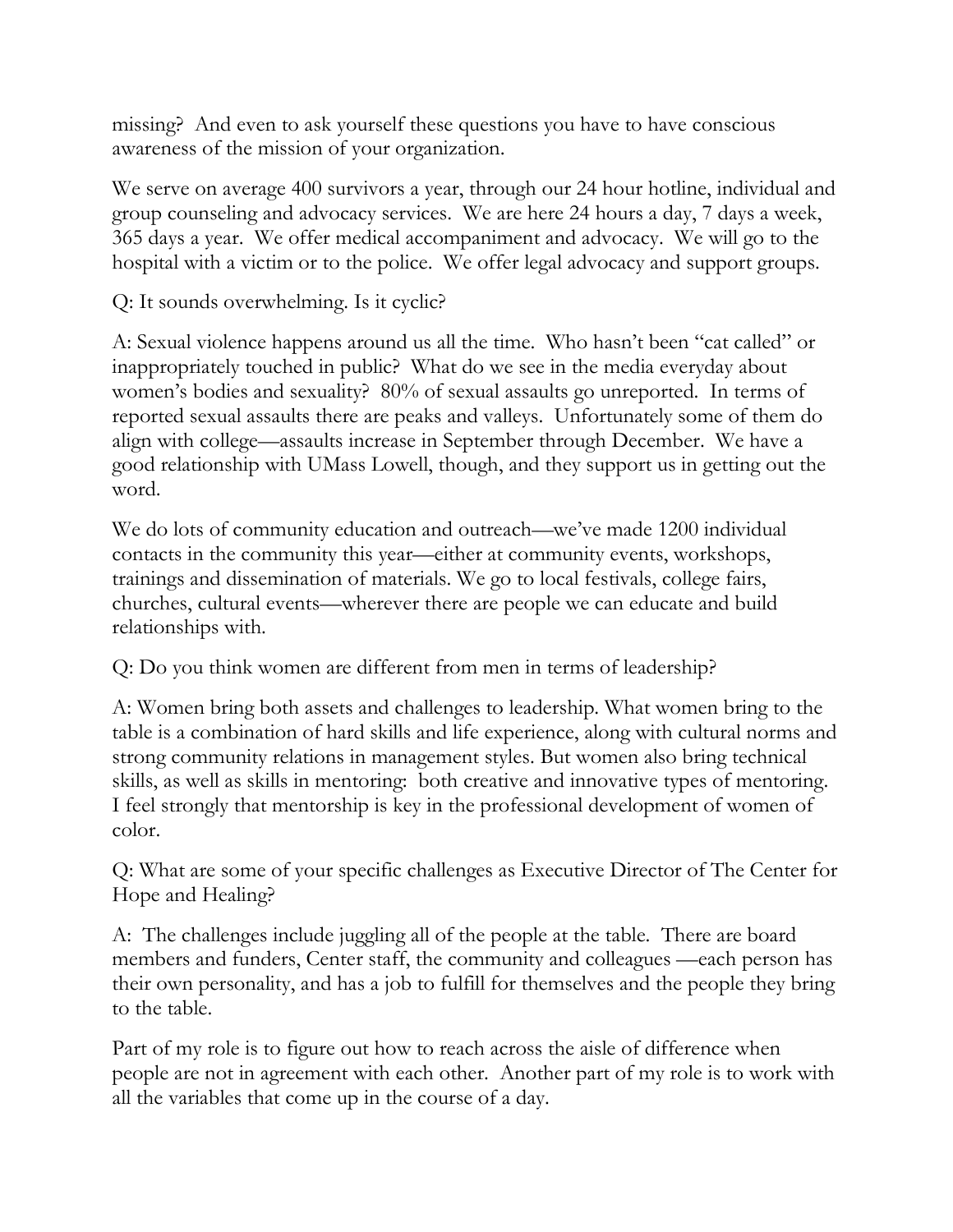missing? And even to ask yourself these questions you have to have conscious awareness of the mission of your organization.

We serve on average 400 survivors a year, through our 24 hour hotline, individual and group counseling and advocacy services. We are here 24 hours a day, 7 days a week, 365 days a year. We offer medical accompaniment and advocacy. We will go to the hospital with a victim or to the police. We offer legal advocacy and support groups.

Q: It sounds overwhelming. Is it cyclic?

A: Sexual violence happens around us all the time. Who hasn't been "cat called" or inappropriately touched in public? What do we see in the media everyday about women's bodies and sexuality? 80% of sexual assaults go unreported. In terms of reported sexual assaults there are peaks and valleys. Unfortunately some of them do align with college—assaults increase in September through December. We have a good relationship with UMass Lowell, though, and they support us in getting out the word.

We do lots of community education and outreach—we've made 1200 individual contacts in the community this year—either at community events, workshops, trainings and dissemination of materials. We go to local festivals, college fairs, churches, cultural events—wherever there are people we can educate and build relationships with.

Q: Do you think women are different from men in terms of leadership?

A: Women bring both assets and challenges to leadership. What women bring to the table is a combination of hard skills and life experience, along with cultural norms and strong community relations in management styles. But women also bring technical skills, as well as skills in mentoring: both creative and innovative types of mentoring. I feel strongly that mentorship is key in the professional development of women of color.

Q: What are some of your specific challenges as Executive Director of The Center for Hope and Healing?

A: The challenges include juggling all of the people at the table. There are board members and funders, Center staff, the community and colleagues —each person has their own personality, and has a job to fulfill for themselves and the people they bring to the table.

Part of my role is to figure out how to reach across the aisle of difference when people are not in agreement with each other. Another part of my role is to work with all the variables that come up in the course of a day.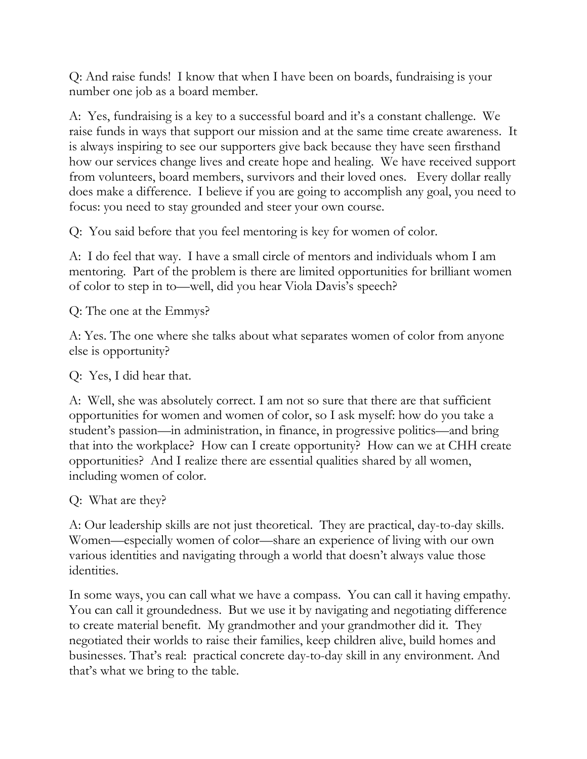Q: And raise funds! I know that when I have been on boards, fundraising is your number one job as a board member.

A: Yes, fundraising is a key to a successful board and it's a constant challenge. We raise funds in ways that support our mission and at the same time create awareness. It is always inspiring to see our supporters give back because they have seen firsthand how our services change lives and create hope and healing. We have received support from volunteers, board members, survivors and their loved ones. Every dollar really does make a difference. I believe if you are going to accomplish any goal, you need to focus: you need to stay grounded and steer your own course.

Q: You said before that you feel mentoring is key for women of color.

A: I do feel that way. I have a small circle of mentors and individuals whom I am mentoring. Part of the problem is there are limited opportunities for brilliant women of color to step in to—well, did you hear Viola Davis's speech?

Q: The one at the Emmys?

A: Yes. The one where she talks about what separates women of color from anyone else is opportunity?

Q: Yes, I did hear that.

A: Well, she was absolutely correct. I am not so sure that there are that sufficient opportunities for women and women of color, so I ask myself: how do you take a student's passion—in administration, in finance, in progressive politics—and bring that into the workplace? How can I create opportunity? How can we at CHH create opportunities? And I realize there are essential qualities shared by all women, including women of color.

Q: What are they?

A: Our leadership skills are not just theoretical. They are practical, day-to-day skills. Women—especially women of color—share an experience of living with our own various identities and navigating through a world that doesn't always value those identities.

In some ways, you can call what we have a compass. You can call it having empathy. You can call it groundedness. But we use it by navigating and negotiating difference to create material benefit. My grandmother and your grandmother did it. They negotiated their worlds to raise their families, keep children alive, build homes and businesses. That's real: practical concrete day-to-day skill in any environment. And that's what we bring to the table.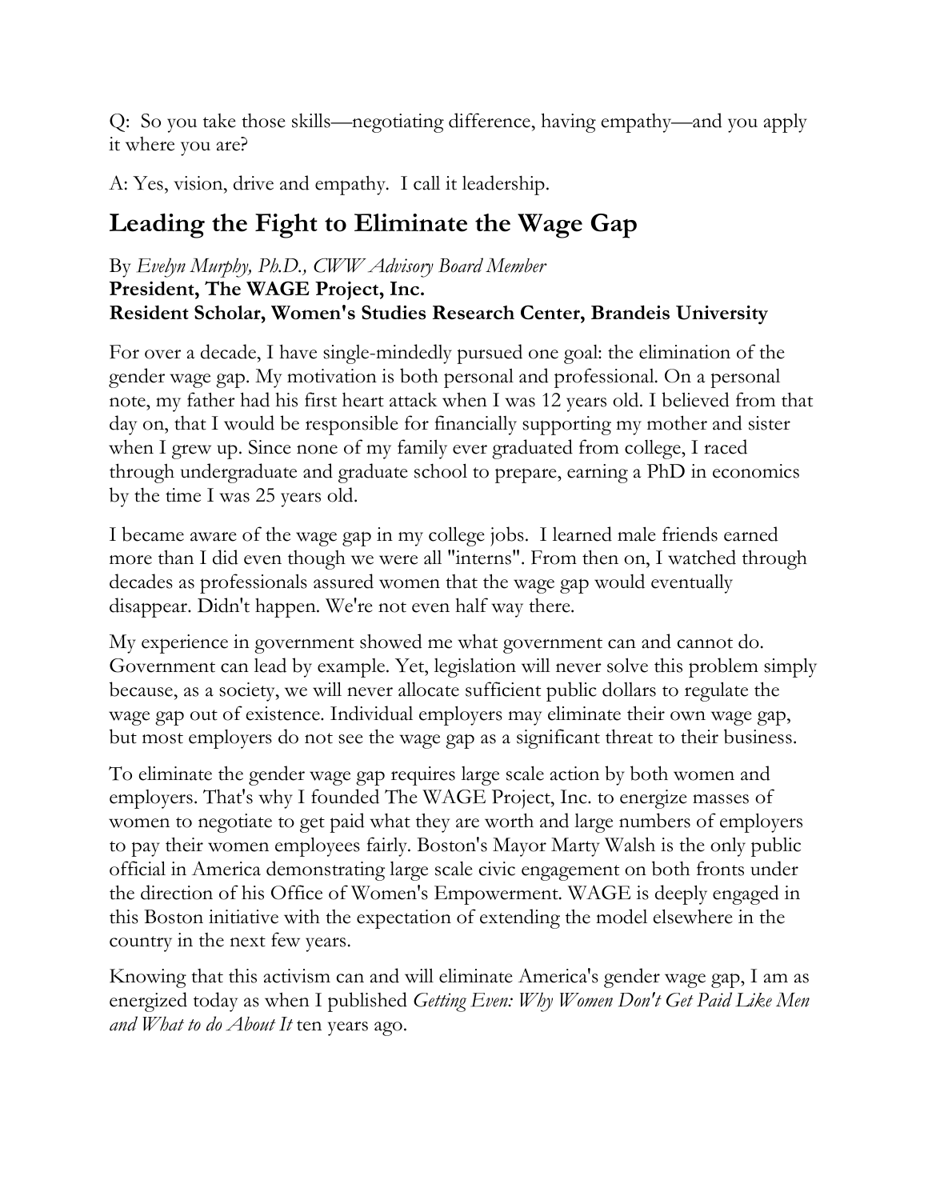Q: So you take those skills—negotiating difference, having empathy—and you apply it where you are?

A: Yes, vision, drive and empathy. I call it leadership.

## Leading the Fight to Eliminate the Wage Gap

By *Evelyn Murphy, Ph.D., CWW Advisory Board Member*
**President, The WAGE Project, Inc.**
**Resident Scholar, Women's Studies Research Center, Brandeis University**

For over a decade, I have single-mindedly pursued one goal: the elimination of the gender wage gap. My motivation is both personal and professional. On a personal note, my father had his first heart attack when I was 12 years old. I believed from that day on, that I would be responsible for financially supporting my mother and sister when I grew up. Since none of my family ever graduated from college, I raced through undergraduate and graduate school to prepare, earning a PhD in economics by the time I was 25 years old.

I became aware of the wage gap in my college jobs. I learned male friends earned more than I did even though we were all "interns". From then on, I watched through decades as professionals assured women that the wage gap would eventually disappear. Didn't happen. We're not even half way there.

My experience in government showed me what government can and cannot do. Government can lead by example. Yet, legislation will never solve this problem simply because, as a society, we will never allocate sufficient public dollars to regulate the wage gap out of existence. Individual employers may eliminate their own wage gap, but most employers do not see the wage gap as a significant threat to their business.

To eliminate the gender wage gap requires large scale action by both women and employers. That's why I founded The WAGE Project, Inc. to energize masses of women to negotiate to get paid what they are worth and large numbers of employers to pay their women employees fairly. Boston's Mayor Marty Walsh is the only public official in America demonstrating large scale civic engagement on both fronts under the direction of his Office of Women's Empowerment. WAGE is deeply engaged in this Boston initiative with the expectation of extending the model elsewhere in the country in the next few years.

Knowing that this activism can and will eliminate America's gender wage gap, I am as energized today as when I published *Getting Even: Why Women Don't Get Paid Like Men and What to do About It* ten years ago.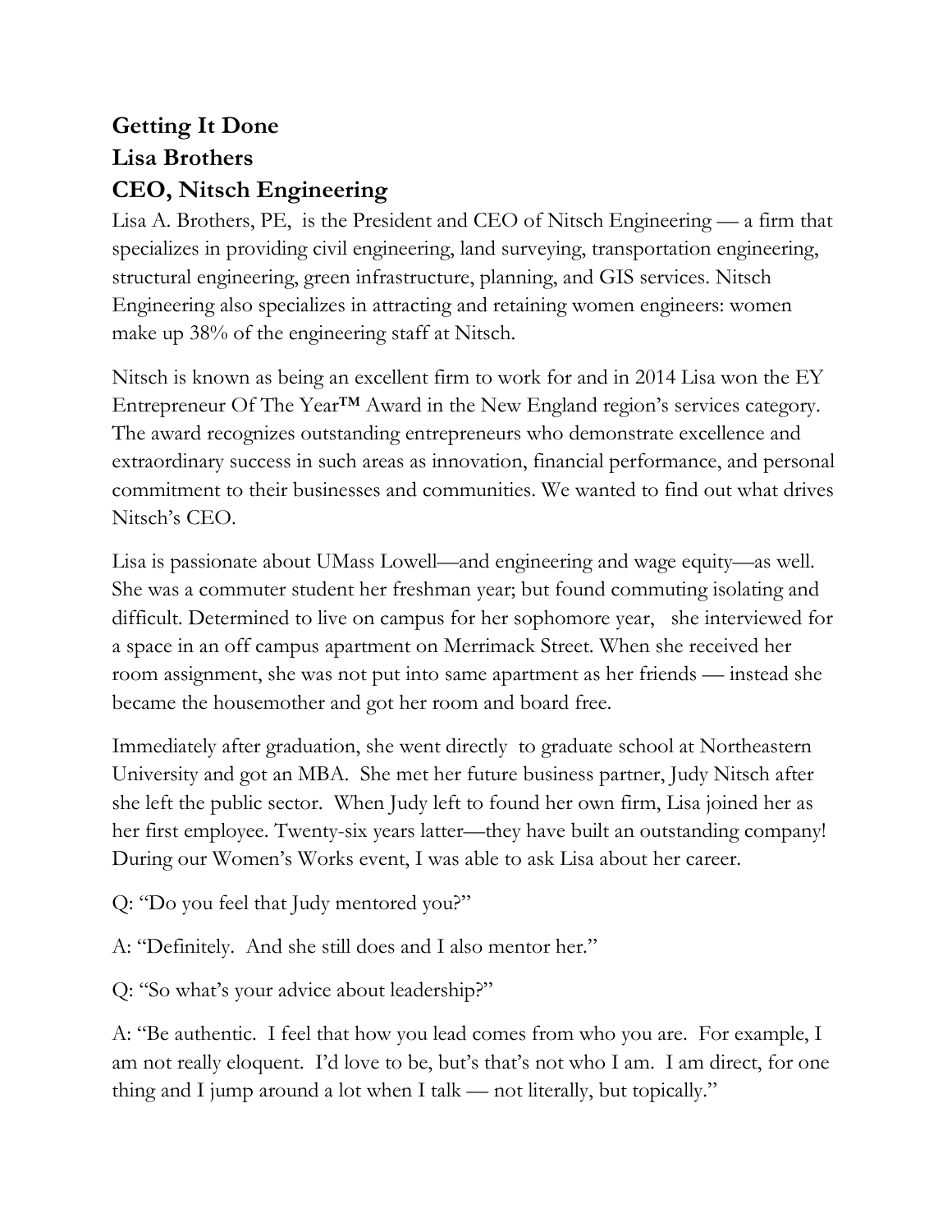**Getting It Done**
**Lisa Brothers**
**CEO, Nitsch Engineering**

Lisa A. Brothers, PE, is the President and CEO of Nitsch Engineering — a firm that specializes in providing civil engineering, land surveying, transportation engineering, structural engineering, green infrastructure, planning, and GIS services. Nitsch Engineering also specializes in attracting and retaining women engineers: women make up 38% of the engineering staff at Nitsch.

Nitsch is known as being an excellent firm to work for and in 2014 Lisa won the EY Entrepreneur Of The Year™ Award in the New England region's services category. The award recognizes outstanding entrepreneurs who demonstrate excellence and extraordinary success in such areas as innovation, financial performance, and personal commitment to their businesses and communities. We wanted to find out what drives Nitsch's CEO.

Lisa is passionate about UMass Lowell—and engineering and wage equity—as well. She was a commuter student her freshman year; but found commuting isolating and difficult. Determined to live on campus for her sophomore year, she interviewed for a space in an off campus apartment on Merrimack Street. When she received her room assignment, she was not put into same apartment as her friends — instead she became the housemother and got her room and board free.

Immediately after graduation, she went directly to graduate school at Northeastern University and got an MBA. She met her future business partner, Judy Nitsch after she left the public sector. When Judy left to found her own firm, Lisa joined her as her first employee. Twenty-six years latter—they have built an outstanding company! During our Women's Works event, I was able to ask Lisa about her career.

Q: "Do you feel that Judy mentored you?"

A: "Definitely. And she still does and I also mentor her."

Q: "So what's your advice about leadership?"

A: "Be authentic. I feel that how you lead comes from who you are. For example, I am not really eloquent. I'd love to be, but's that's not who I am. I am direct, for one thing and I jump around a lot when I talk — not literally, but topically."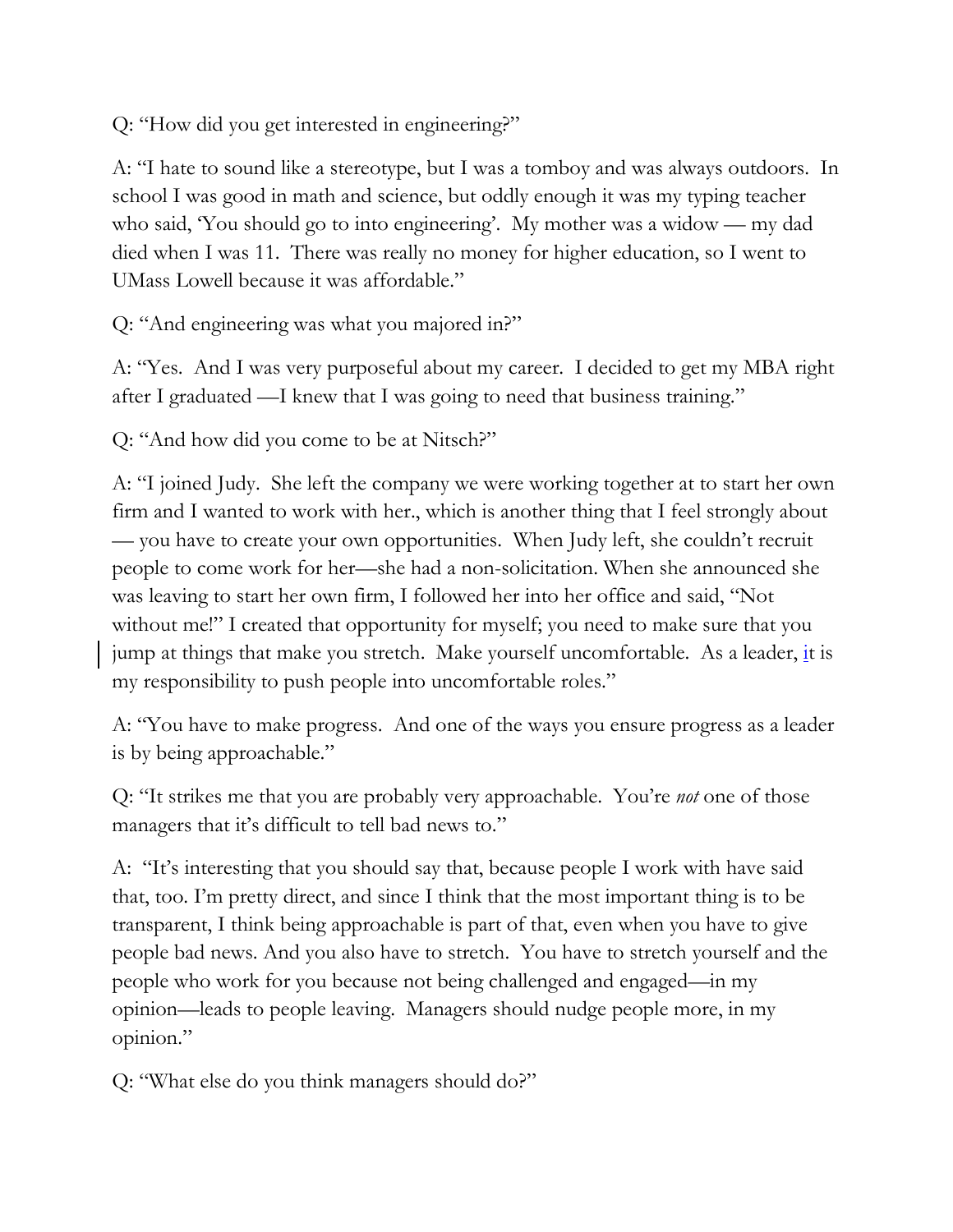Q: "How did you get interested in engineering?"

A: "I hate to sound like a stereotype, but I was a tomboy and was always outdoors. In school I was good in math and science, but oddly enough it was my typing teacher who said, 'You should go to into engineering'. My mother was a widow — my dad died when I was 11. There was really no money for higher education, so I went to UMass Lowell because it was affordable."

Q: "And engineering was what you majored in?"

A: "Yes. And I was very purposeful about my career. I decided to get my MBA right after I graduated —I knew that I was going to need that business training."

Q: "And how did you come to be at Nitsch?"

A: "I joined Judy. She left the company we were working together at to start her own firm and I wanted to work with her., which is another thing that I feel strongly about — you have to create your own opportunities. When Judy left, she couldn't recruit people to come work for her—she had a non-solicitation. When she announced she was leaving to start her own firm, I followed her into her office and said, "Not without me!" I created that opportunity for myself; you need to make sure that you jump at things that make you stretch. Make yourself uncomfortable. As a leader, it is my responsibility to push people into uncomfortable roles."

A: "You have to make progress. And one of the ways you ensure progress as a leader is by being approachable."

Q: "It strikes me that you are probably very approachable. You're *not* one of those managers that it's difficult to tell bad news to."

A: "It's interesting that you should say that, because people I work with have said that, too. I'm pretty direct, and since I think that the most important thing is to be transparent, I think being approachable is part of that, even when you have to give people bad news. And you also have to stretch. You have to stretch yourself and the people who work for you because not being challenged and engaged—in my opinion—leads to people leaving. Managers should nudge people more, in my opinion."

Q: "What else do you think managers should do?"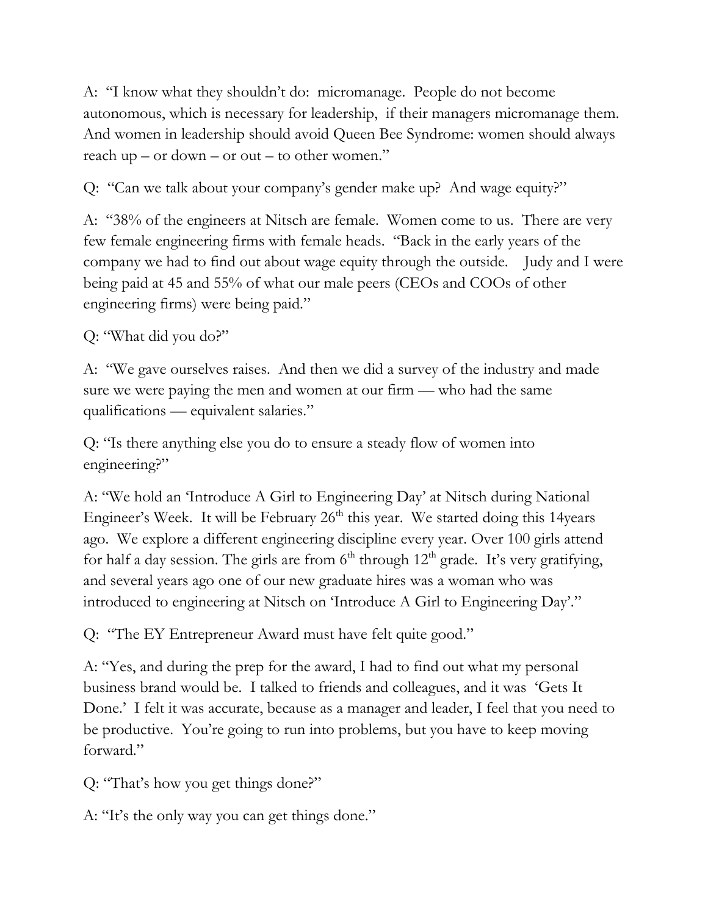A: "I know what they shouldn't do: micromanage. People do not become autonomous, which is necessary for leadership, if their managers micromanage them. And women in leadership should avoid Queen Bee Syndrome: women should always reach up – or down – or out – to other women."

Q: "Can we talk about your company's gender make up? And wage equity?"

A: "38% of the engineers at Nitsch are female. Women come to us. There are very few female engineering firms with female heads. "Back in the early years of the company we had to find out about wage equity through the outside. Judy and I were being paid at 45 and 55% of what our male peers (CEOs and COOs of other engineering firms) were being paid."

Q: "What did you do?"

A: "We gave ourselves raises. And then we did a survey of the industry and made sure we were paying the men and women at our firm — who had the same qualifications — equivalent salaries."

Q: "Is there anything else you do to ensure a steady flow of women into engineering?"

A: "We hold an 'Introduce A Girl to Engineering Day' at Nitsch during National Engineer's Week. It will be February 26th this year. We started doing this 14years ago. We explore a different engineering discipline every year. Over 100 girls attend for half a day session. The girls are from 6th through 12th grade. It's very gratifying, and several years ago one of our new graduate hires was a woman who was introduced to engineering at Nitsch on 'Introduce A Girl to Engineering Day'."

Q: "The EY Entrepreneur Award must have felt quite good."

A: "Yes, and during the prep for the award, I had to find out what my personal business brand would be. I talked to friends and colleagues, and it was 'Gets It Done.' I felt it was accurate, because as a manager and leader, I feel that you need to be productive. You're going to run into problems, but you have to keep moving forward."

Q: "That's how you get things done?"

A: "It's the only way you can get things done."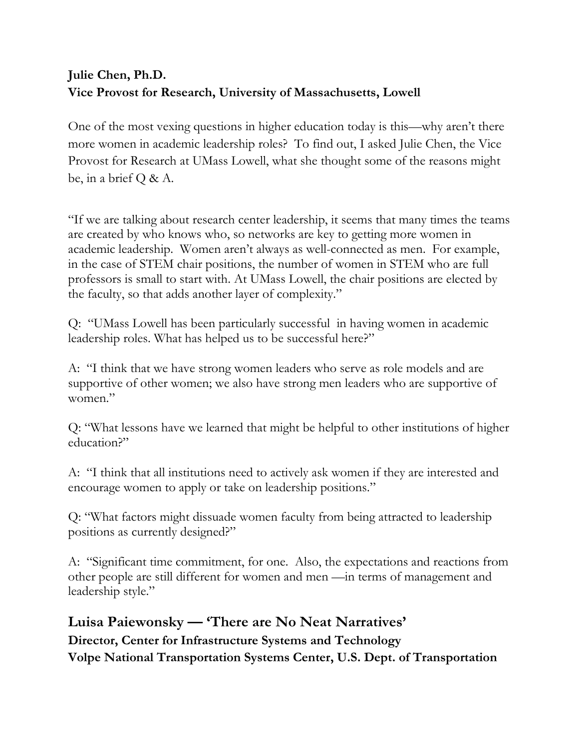**Julie Chen, Ph.D.**
**Vice Provost for Research, University of Massachusetts, Lowell**

One of the most vexing questions in higher education today is this—why aren't there more women in academic leadership roles? To find out, I asked Julie Chen, the Vice Provost for Research at UMass Lowell, what she thought some of the reasons might be, in a brief Q & A.

"If we are talking about research center leadership, it seems that many times the teams are created by who knows who, so networks are key to getting more women in academic leadership. Women aren't always as well-connected as men. For example, in the case of STEM chair positions, the number of women in STEM who are full professors is small to start with. At UMass Lowell, the chair positions are elected by the faculty, so that adds another layer of complexity."

Q: "UMass Lowell has been particularly successful in having women in academic leadership roles. What has helped us to be successful here?"

A: "I think that we have strong women leaders who serve as role models and are supportive of other women; we also have strong men leaders who are supportive of women."

Q: "What lessons have we learned that might be helpful to other institutions of higher education?"

A: "I think that all institutions need to actively ask women if they are interested and encourage women to apply or take on leadership positions."

Q: "What factors might dissuade women faculty from being attracted to leadership positions as currently designed?"

A: "Significant time commitment, for one. Also, the expectations and reactions from other people are still different for women and men —in terms of management and leadership style."

## Luisa Paiewonsky — 'There are No Neat Narratives'

**Director, Center for Infrastructure Systems and Technology**
**Volpe National Transportation Systems Center, U.S. Dept. of Transportation**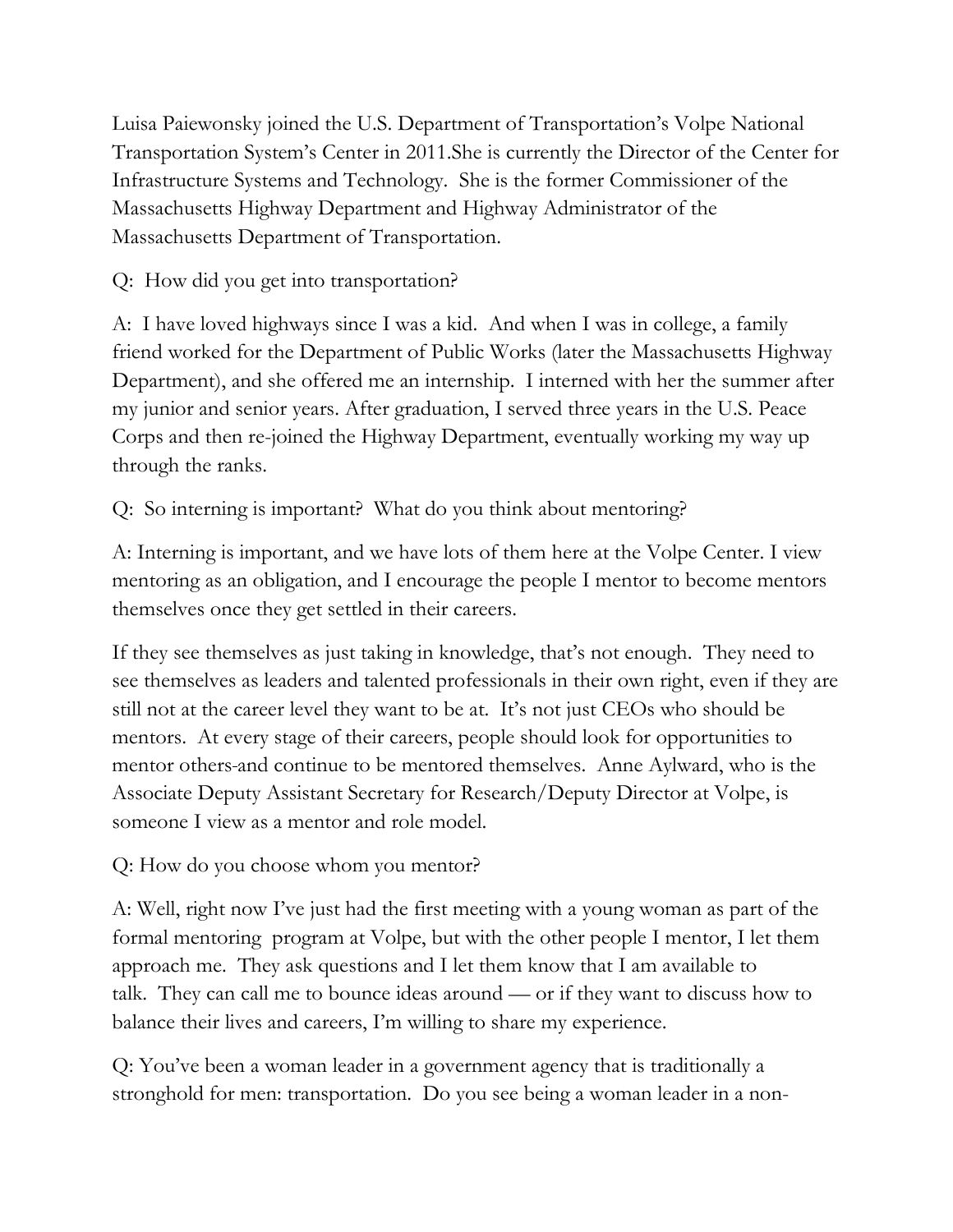Luisa Paiewonsky joined the U.S. Department of Transportation's Volpe National Transportation System's Center in 2011.She is currently the Director of the Center for Infrastructure Systems and Technology. She is the former Commissioner of the Massachusetts Highway Department and Highway Administrator of the Massachusetts Department of Transportation.

Q: How did you get into transportation?

A: I have loved highways since I was a kid. And when I was in college, a family friend worked for the Department of Public Works (later the Massachusetts Highway Department), and she offered me an internship. I interned with her the summer after my junior and senior years. After graduation, I served three years in the U.S. Peace Corps and then re-joined the Highway Department, eventually working my way up through the ranks.

Q: So interning is important? What do you think about mentoring?

A: Interning is important, and we have lots of them here at the Volpe Center. I view mentoring as an obligation, and I encourage the people I mentor to become mentors themselves once they get settled in their careers.

If they see themselves as just taking in knowledge, that's not enough. They need to see themselves as leaders and talented professionals in their own right, even if they are still not at the career level they want to be at. It's not just CEOs who should be mentors. At every stage of their careers, people should look for opportunities to mentor others-and continue to be mentored themselves. Anne Aylward, who is the Associate Deputy Assistant Secretary for Research/Deputy Director at Volpe, is someone I view as a mentor and role model.

Q: How do you choose whom you mentor?

A: Well, right now I've just had the first meeting with a young woman as part of the formal mentoring program at Volpe, but with the other people I mentor, I let them approach me. They ask questions and I let them know that I am available to talk. They can call me to bounce ideas around — or if they want to discuss how to balance their lives and careers, I'm willing to share my experience.

Q: You've been a woman leader in a government agency that is traditionally a stronghold for men: transportation. Do you see being a woman leader in a non-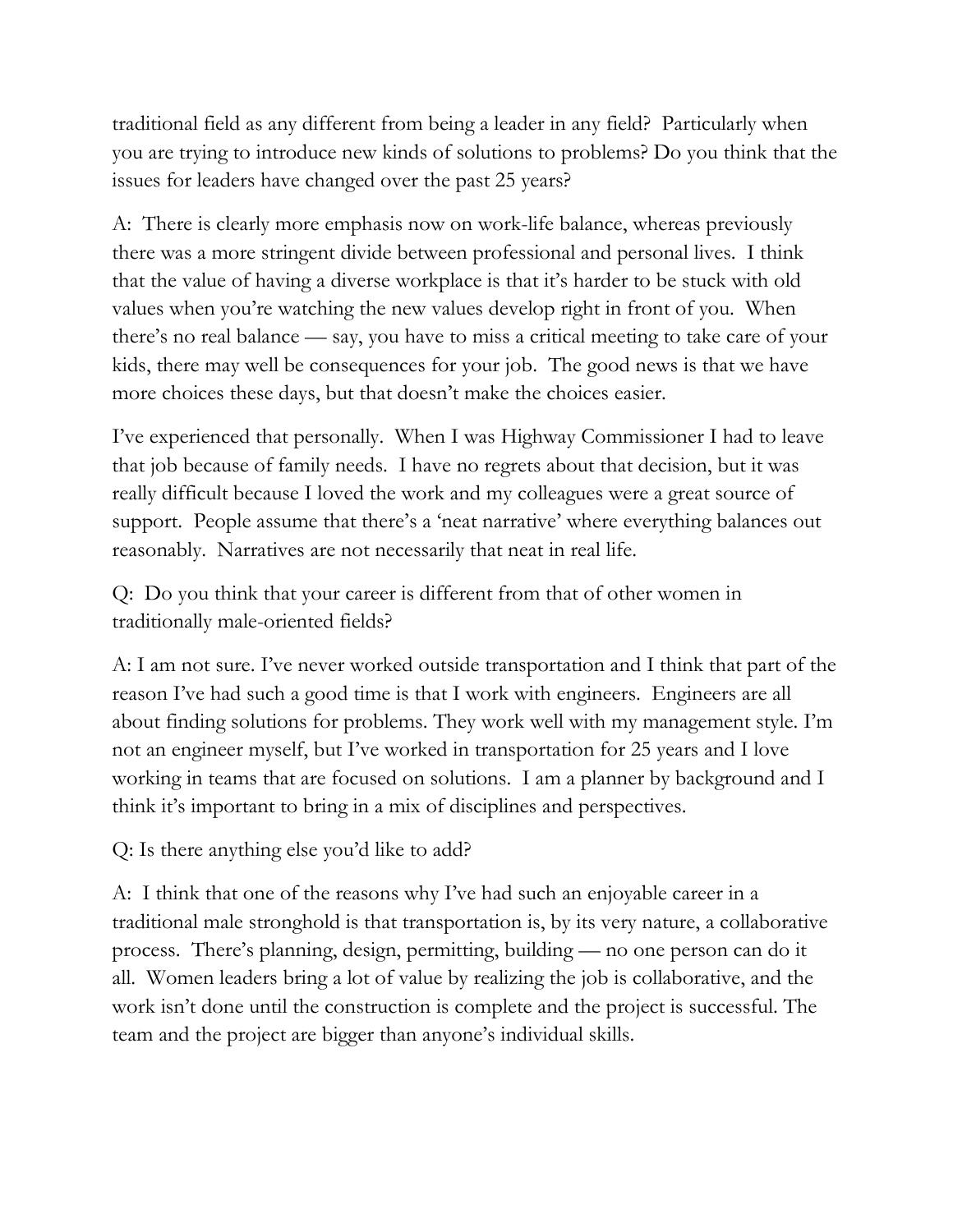traditional field as any different from being a leader in any field? Particularly when you are trying to introduce new kinds of solutions to problems? Do you think that the issues for leaders have changed over the past 25 years?

A: There is clearly more emphasis now on work-life balance, whereas previously there was a more stringent divide between professional and personal lives. I think that the value of having a diverse workplace is that it's harder to be stuck with old values when you're watching the new values develop right in front of you. When there's no real balance — say, you have to miss a critical meeting to take care of your kids, there may well be consequences for your job. The good news is that we have more choices these days, but that doesn't make the choices easier.

I've experienced that personally. When I was Highway Commissioner I had to leave that job because of family needs. I have no regrets about that decision, but it was really difficult because I loved the work and my colleagues were a great source of support. People assume that there's a 'neat narrative' where everything balances out reasonably. Narratives are not necessarily that neat in real life.

Q: Do you think that your career is different from that of other women in traditionally male-oriented fields?

A: I am not sure. I've never worked outside transportation and I think that part of the reason I've had such a good time is that I work with engineers. Engineers are all about finding solutions for problems. They work well with my management style. I'm not an engineer myself, but I've worked in transportation for 25 years and I love working in teams that are focused on solutions. I am a planner by background and I think it's important to bring in a mix of disciplines and perspectives.

Q: Is there anything else you'd like to add?

A: I think that one of the reasons why I've had such an enjoyable career in a traditional male stronghold is that transportation is, by its very nature, a collaborative process. There's planning, design, permitting, building — no one person can do it all. Women leaders bring a lot of value by realizing the job is collaborative, and the work isn't done until the construction is complete and the project is successful. The team and the project are bigger than anyone's individual skills.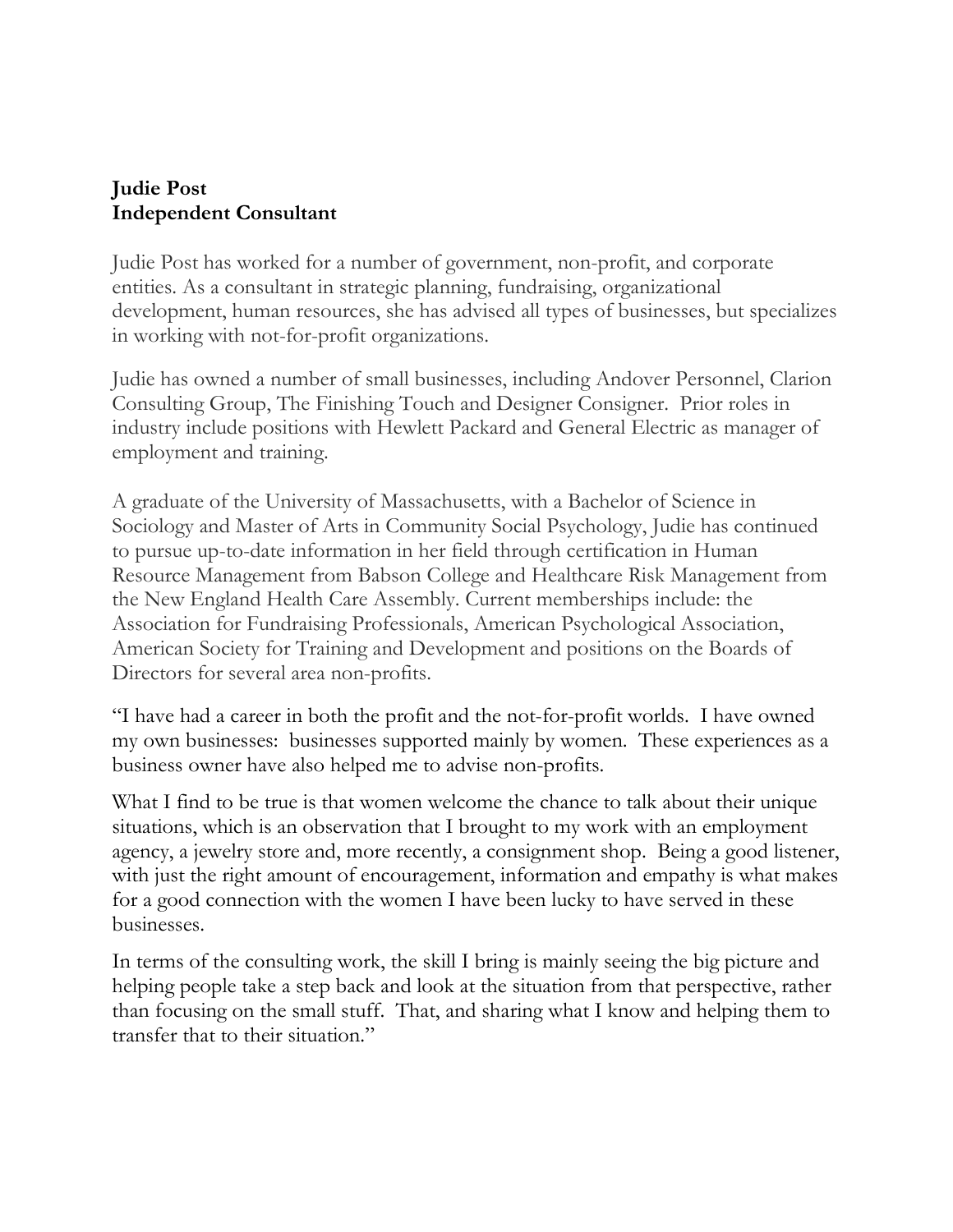**Judie Post**
**Independent Consultant**

Judie Post has worked for a number of government, non-profit, and corporate entities. As a consultant in strategic planning, fundraising, organizational development, human resources, she has advised all types of businesses, but specializes in working with not-for-profit organizations.

Judie has owned a number of small businesses, including Andover Personnel, Clarion Consulting Group, The Finishing Touch and Designer Consigner. Prior roles in industry include positions with Hewlett Packard and General Electric as manager of employment and training.

A graduate of the University of Massachusetts, with a Bachelor of Science in Sociology and Master of Arts in Community Social Psychology, Judie has continued to pursue up-to-date information in her field through certification in Human Resource Management from Babson College and Healthcare Risk Management from the New England Health Care Assembly. Current memberships include: the Association for Fundraising Professionals, American Psychological Association, American Society for Training and Development and positions on the Boards of Directors for several area non-profits.

"I have had a career in both the profit and the not-for-profit worlds. I have owned my own businesses: businesses supported mainly by women. These experiences as a business owner have also helped me to advise non-profits.

What I find to be true is that women welcome the chance to talk about their unique situations, which is an observation that I brought to my work with an employment agency, a jewelry store and, more recently, a consignment shop. Being a good listener, with just the right amount of encouragement, information and empathy is what makes for a good connection with the women I have been lucky to have served in these businesses.

In terms of the consulting work, the skill I bring is mainly seeing the big picture and helping people take a step back and look at the situation from that perspective, rather than focusing on the small stuff. That, and sharing what I know and helping them to transfer that to their situation."